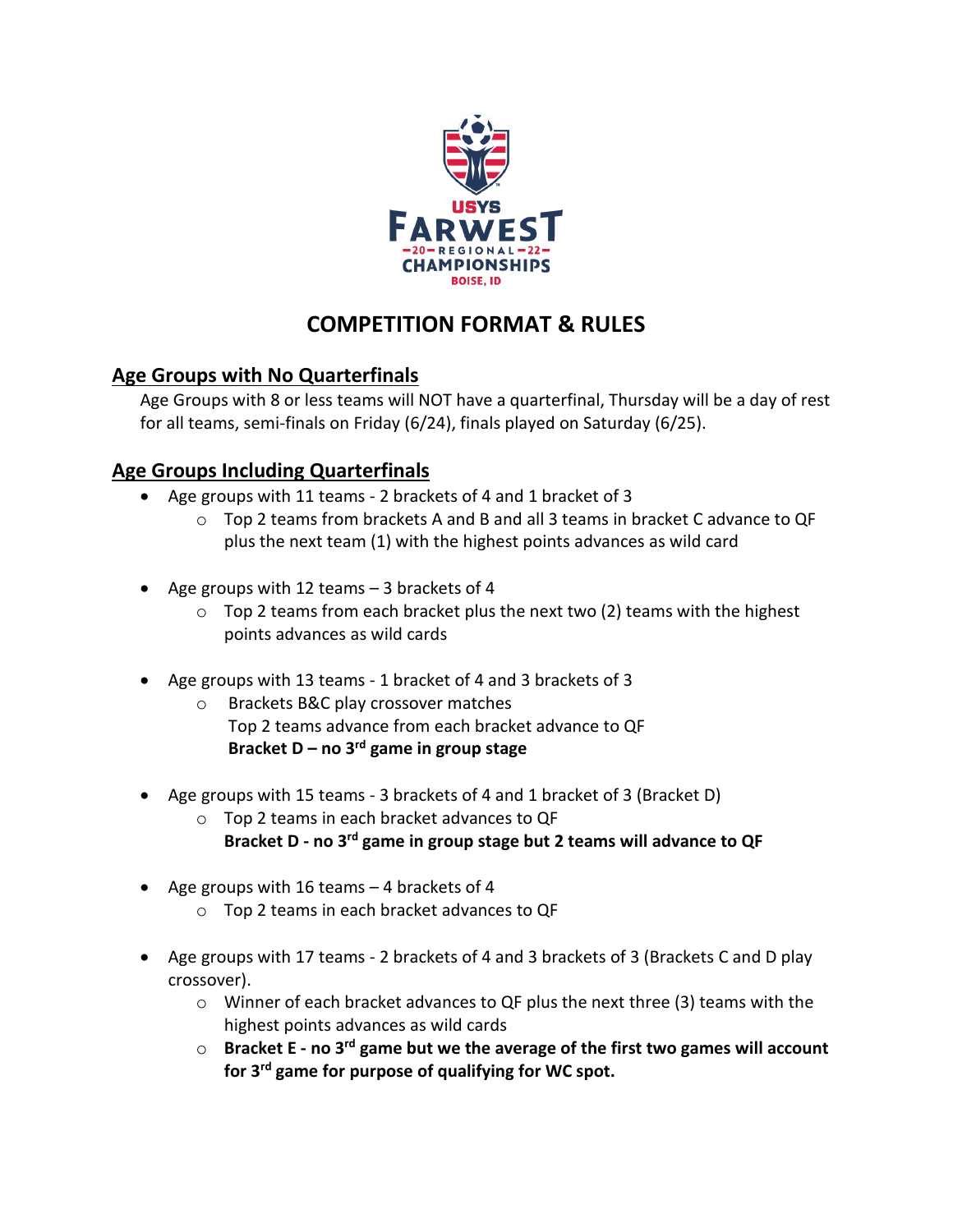USYS FARWEST
—20— REGIONAL —22—
CHAMPIONSHIPS
BOISE, ID

# COMPETITION FORMAT & RULES

## Age Groups with No Quarterfinals

Age Groups with 8 or less teams will NOT have a quarterfinal, Thursday will be a day of rest for all teams, semi-finals on Friday (6/24), finals played on Saturday (6/25).

## Age Groups Including Quarterfinals

- Age groups with 11 teams - 2 brackets of 4 and 1 bracket of 3
  - Top 2 teams from brackets A and B and all 3 teams in bracket C advance to QF plus the next team (1) with the highest points advances as wild card

- Age groups with 12 teams – 3 brackets of 4
  - Top 2 teams from each bracket plus the next two (2) teams with the highest points advances as wild cards

- Age groups with 13 teams - 1 bracket of 4 and 3 brackets of 3
  - Brackets B&C play crossover matches
    Top 2 teams advance from each bracket advance to QF
    **Bracket D – no 3rd game in group stage**

- Age groups with 15 teams - 3 brackets of 4 and 1 bracket of 3 (Bracket D)
  - Top 2 teams in each bracket advances to QF
    **Bracket D - no 3rd game in group stage but 2 teams will advance to QF**

- Age groups with 16 teams – 4 brackets of 4
  - Top 2 teams in each bracket advances to QF

- Age groups with 17 teams - 2 brackets of 4 and 3 brackets of 3 (Brackets C and D play crossover).
  - Winner of each bracket advances to QF plus the next three (3) teams with the highest points advances as wild cards
  - **Bracket E - no 3rd game but we the average of the first two games will account for 3rd game for purpose of qualifying for WC spot.**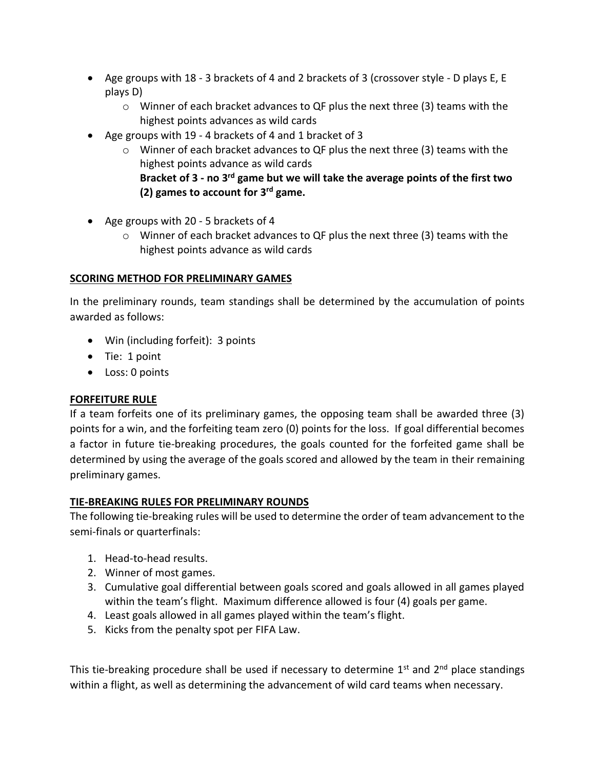- Age groups with 18 - 3 brackets of 4 and 2 brackets of 3 (crossover style - D plays E, E plays D)
  - Winner of each bracket advances to QF plus the next three (3) teams with the highest points advances as wild cards
- Age groups with 19 - 4 brackets of 4 and 1 bracket of 3
  - Winner of each bracket advances to QF plus the next three (3) teams with the highest points advance as wild cards
    **Bracket of 3 - no 3rd game but we will take the average points of the first two (2) games to account for 3rd game.**
- Age groups with 20 - 5 brackets of 4
  - Winner of each bracket advances to QF plus the next three (3) teams with the highest points advance as wild cards

**SCORING METHOD FOR PRELIMINARY GAMES**

In the preliminary rounds, team standings shall be determined by the accumulation of points awarded as follows:

- Win (including forfeit): 3 points
- Tie: 1 point
- Loss: 0 points

**FORFEITURE RULE**

If a team forfeits one of its preliminary games, the opposing team shall be awarded three (3) points for a win, and the forfeiting team zero (0) points for the loss. If goal differential becomes a factor in future tie-breaking procedures, the goals counted for the forfeited game shall be determined by using the average of the goals scored and allowed by the team in their remaining preliminary games.

**TIE-BREAKING RULES FOR PRELIMINARY ROUNDS**

The following tie-breaking rules will be used to determine the order of team advancement to the semi-finals or quarterfinals:

1. Head-to-head results.
2. Winner of most games.
3. Cumulative goal differential between goals scored and goals allowed in all games played within the team's flight. Maximum difference allowed is four (4) goals per game.
4. Least goals allowed in all games played within the team's flight.
5. Kicks from the penalty spot per FIFA Law.

This tie-breaking procedure shall be used if necessary to determine 1st and 2nd place standings within a flight, as well as determining the advancement of wild card teams when necessary.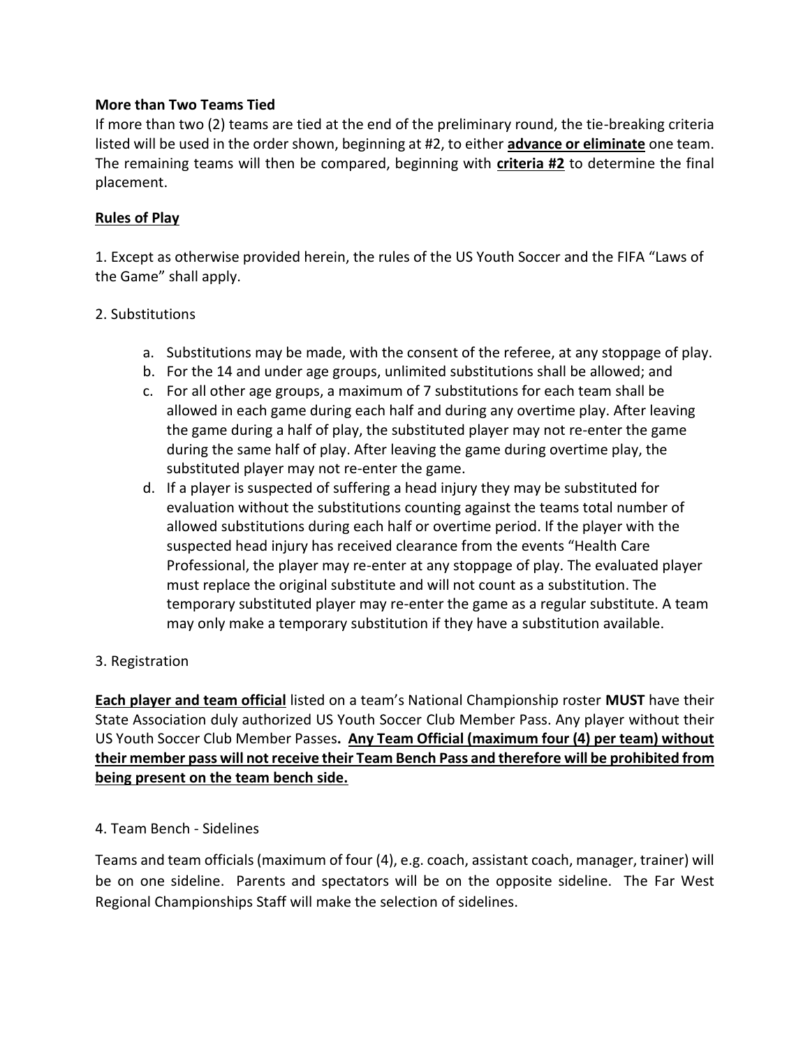**More than Two Teams Tied**

If more than two (2) teams are tied at the end of the preliminary round, the tie-breaking criteria listed will be used in the order shown, beginning at #2, to either **<u>advance or eliminate</u>** one team. The remaining teams will then be compared, beginning with **<u>criteria #2</u>** to determine the final placement.

**<u>Rules of Play</u>**

1. Except as otherwise provided herein, the rules of the US Youth Soccer and the FIFA "Laws of the Game" shall apply.

2. Substitutions

   a. Substitutions may be made, with the consent of the referee, at any stoppage of play.
   b. For the 14 and under age groups, unlimited substitutions shall be allowed; and
   c. For all other age groups, a maximum of 7 substitutions for each team shall be allowed in each game during each half and during any overtime play. After leaving the game during a half of play, the substituted player may not re-enter the game during the same half of play. After leaving the game during overtime play, the substituted player may not re-enter the game.
   d. If a player is suspected of suffering a head injury they may be substituted for evaluation without the substitutions counting against the teams total number of allowed substitutions during each half or overtime period. If the player with the suspected head injury has received clearance from the events "Health Care Professional, the player may re-enter at any stoppage of play. The evaluated player must replace the original substitute and will not count as a substitution. The temporary substituted player may re-enter the game as a regular substitute. A team may only make a temporary substitution if they have a substitution available.

3. Registration

**<u>Each player and team official</u>** listed on a team's National Championship roster **MUST** have their State Association duly authorized US Youth Soccer Club Member Pass. Any player without their US Youth Soccer Club Member Passes**. <u>Any Team Official (maximum four (4) per team) without their member pass will not receive their Team Bench Pass and therefore will be prohibited from being present on the team bench side.</u>**

4. Team Bench - Sidelines

Teams and team officials (maximum of four (4), e.g. coach, assistant coach, manager, trainer) will be on one sideline. Parents and spectators will be on the opposite sideline. The Far West Regional Championships Staff will make the selection of sidelines.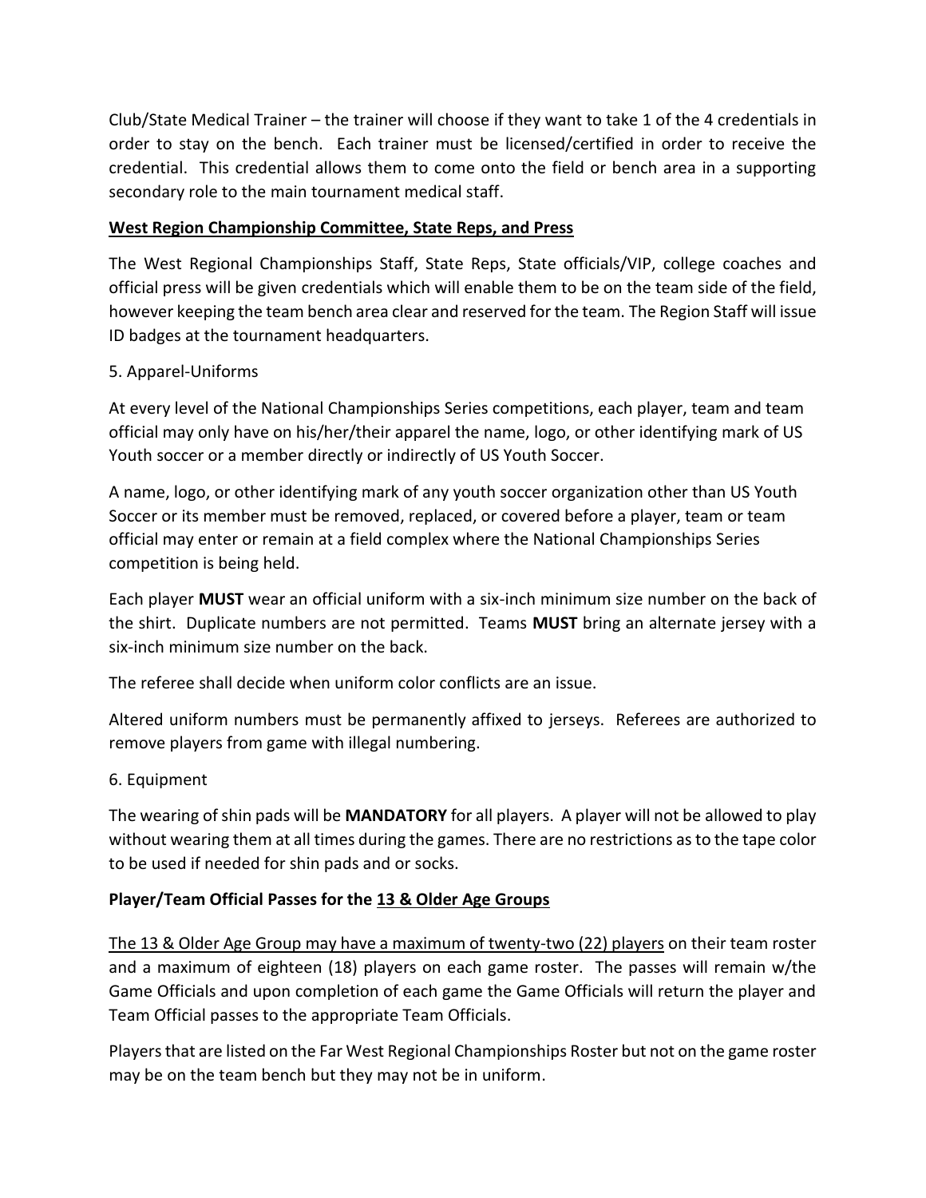Club/State Medical Trainer – the trainer will choose if they want to take 1 of the 4 credentials in order to stay on the bench. Each trainer must be licensed/certified in order to receive the credential. This credential allows them to come onto the field or bench area in a supporting secondary role to the main tournament medical staff.

**West Region Championship Committee, State Reps, and Press**

The West Regional Championships Staff, State Reps, State officials/VIP, college coaches and official press will be given credentials which will enable them to be on the team side of the field, however keeping the team bench area clear and reserved for the team. The Region Staff will issue ID badges at the tournament headquarters.

5. Apparel-Uniforms

At every level of the National Championships Series competitions, each player, team and team official may only have on his/her/their apparel the name, logo, or other identifying mark of US Youth soccer or a member directly or indirectly of US Youth Soccer.

A name, logo, or other identifying mark of any youth soccer organization other than US Youth Soccer or its member must be removed, replaced, or covered before a player, team or team official may enter or remain at a field complex where the National Championships Series competition is being held.

Each player **MUST** wear an official uniform with a six-inch minimum size number on the back of the shirt. Duplicate numbers are not permitted. Teams **MUST** bring an alternate jersey with a six-inch minimum size number on the back.

The referee shall decide when uniform color conflicts are an issue.

Altered uniform numbers must be permanently affixed to jerseys. Referees are authorized to remove players from game with illegal numbering.

6. Equipment

The wearing of shin pads will be **MANDATORY** for all players. A player will not be allowed to play without wearing them at all times during the games. There are no restrictions as to the tape color to be used if needed for shin pads and or socks.

**Player/Team Official Passes for the 13 & Older Age Groups**

The 13 & Older Age Group may have a maximum of twenty-two (22) players on their team roster and a maximum of eighteen (18) players on each game roster. The passes will remain w/the Game Officials and upon completion of each game the Game Officials will return the player and Team Official passes to the appropriate Team Officials.

Players that are listed on the Far West Regional Championships Roster but not on the game roster may be on the team bench but they may not be in uniform.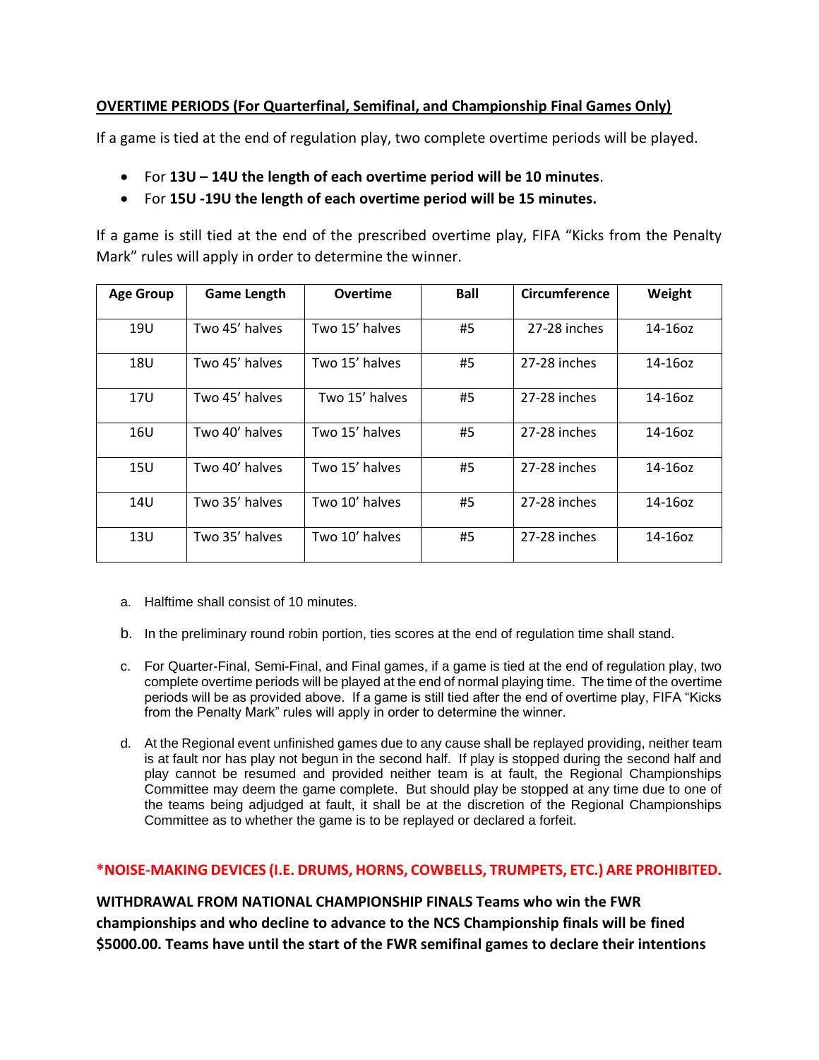**OVERTIME PERIODS (For Quarterfinal, Semifinal, and Championship Final Games Only)**

If a game is tied at the end of regulation play, two complete overtime periods will be played.

- For **13U – 14U the length of each overtime period will be 10 minutes**.
- For **15U -19U the length of each overtime period will be 15 minutes.**

If a game is still tied at the end of the prescribed overtime play, FIFA "Kicks from the Penalty Mark" rules will apply in order to determine the winner.

| Age Group | Game Length | Overtime | Ball | Circumference | Weight |
|---|---|---|---|---|---|
| 19U | Two 45' halves | Two 15' halves | #5 | 27-28 inches | 14-16oz |
| 18U | Two 45' halves | Two 15' halves | #5 | 27-28 inches | 14-16oz |
| 17U | Two 45' halves | Two 15' halves | #5 | 27-28 inches | 14-16oz |
| 16U | Two 40' halves | Two 15' halves | #5 | 27-28 inches | 14-16oz |
| 15U | Two 40' halves | Two 15' halves | #5 | 27-28 inches | 14-16oz |
| 14U | Two 35' halves | Two 10' halves | #5 | 27-28 inches | 14-16oz |
| 13U | Two 35' halves | Two 10' halves | #5 | 27-28 inches | 14-16oz |

a. Halftime shall consist of 10 minutes.

b. In the preliminary round robin portion, ties scores at the end of regulation time shall stand.

c. For Quarter-Final, Semi-Final, and Final games, if a game is tied at the end of regulation play, two complete overtime periods will be played at the end of normal playing time. The time of the overtime periods will be as provided above. If a game is still tied after the end of overtime play, FIFA "Kicks from the Penalty Mark" rules will apply in order to determine the winner.

d. At the Regional event unfinished games due to any cause shall be replayed providing, neither team is at fault nor has play not begun in the second half. If play is stopped during the second half and play cannot be resumed and provided neither team is at fault, the Regional Championships Committee may deem the game complete. But should play be stopped at any time due to one of the teams being adjudged at fault, it shall be at the discretion of the Regional Championships Committee as to whether the game is to be replayed or declared a forfeit.

**\*NOISE-MAKING DEVICES (I.E. DRUMS, HORNS, COWBELLS, TRUMPETS, ETC.) ARE PROHIBITED.**

**WITHDRAWAL FROM NATIONAL CHAMPIONSHIP FINALS Teams who win the FWR championships and who decline to advance to the NCS Championship finals will be fined $5000.00. Teams have until the start of the FWR semifinal games to declare their intentions**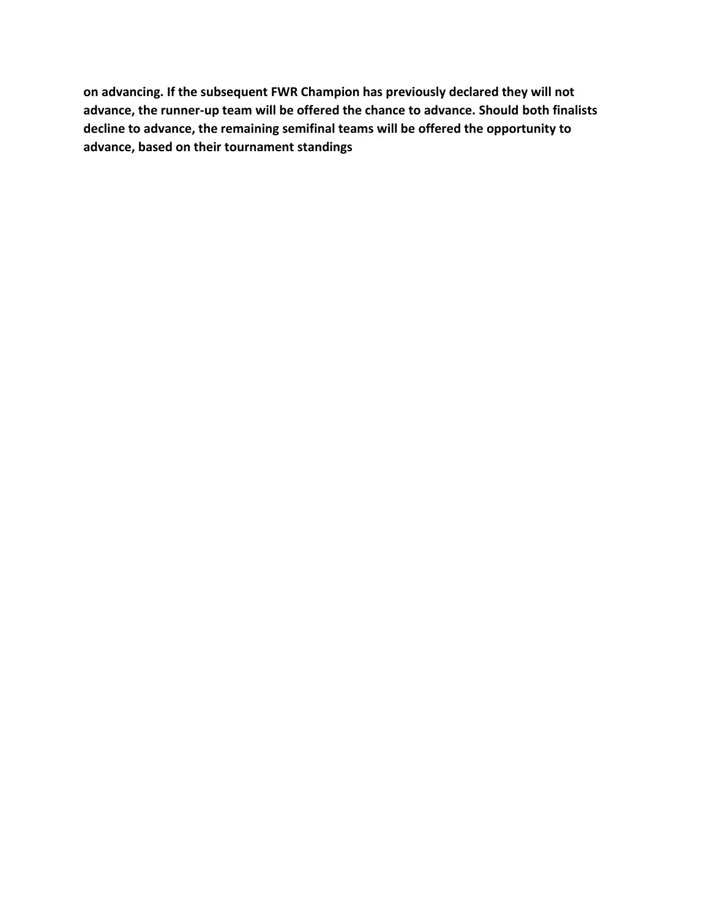**on advancing. If the subsequent FWR Champion has previously declared they will not advance, the runner-up team will be offered the chance to advance. Should both finalists decline to advance, the remaining semifinal teams will be offered the opportunity to advance, based on their tournament standings**